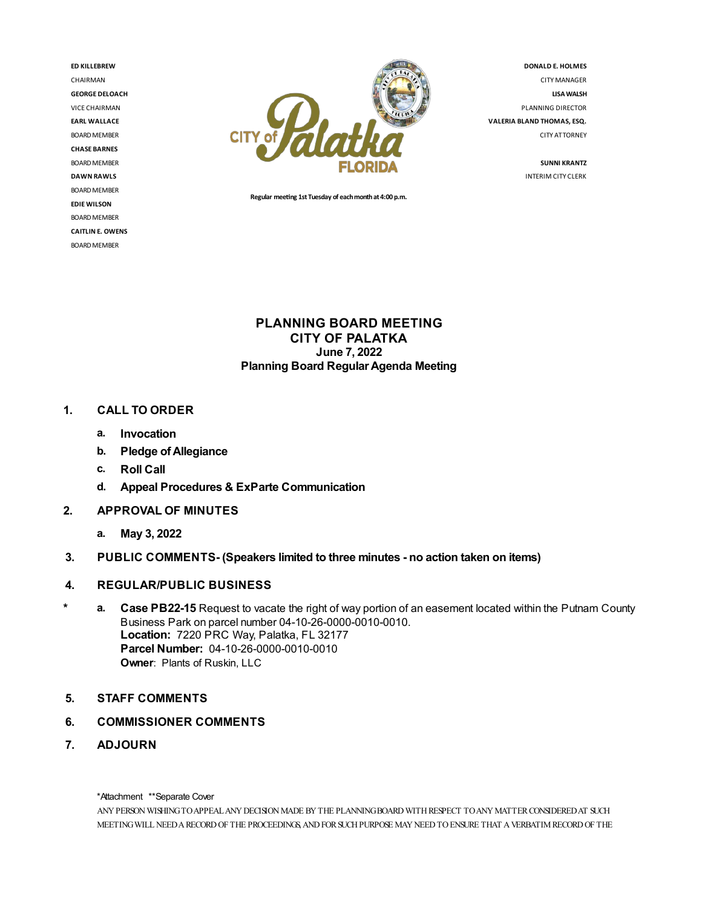**ED KILLEBREW**
CHAIRMAN
**GEORGE DELOACH**
VICE CHAIRMAN
**EARL WALLACE**
BOARD MEMBER
**CHASE BARNES**
BOARD MEMBER
**DAWN RAWLS**
BOARD MEMBER
**EDIE WILSON**
BOARD MEMBER
**CAITLIN E. OWENS**
BOARD MEMBER

CITY of Palatka FLORIDA

**Regular meeting 1st Tuesday of each month at 4:00 p.m.**

**DONALD E. HOLMES**
CITY MANAGER
**LISA WALSH**
PLANNING DIRECTOR
**VALERIA BLAND THOMAS, ESQ.**
CITY ATTORNEY

**SUNNI KRANTZ**
INTERIM CITY CLERK

# PLANNING BOARD MEETING
# CITY OF PALATKA
## June 7, 2022
## Planning Board Regular Agenda Meeting

1. **CALL TO ORDER**
   - a. **Invocation**
   - b. **Pledge of Allegiance**
   - c. **Roll Call**
   - d. **Appeal Procedures & ExParte Communication**

2. **APPROVAL OF MINUTES**
   - a. **May 3, 2022**

3. **PUBLIC COMMENTS- (Speakers limited to three minutes - no action taken on items)**

4. **REGULAR/PUBLIC BUSINESS**
   - \* a. **Case PB22-15** Request to vacate the right of way portion of an easement located within the Putnam County Business Park on parcel number 04-10-26-0000-0010-0010.
     **Location:** 7220 PRC Way, Palatka, FL 32177
     **Parcel Number:** 04-10-26-0000-0010-0010
     **Owner**: Plants of Ruskin, LLC

5. **STAFF COMMENTS**

6. **COMMISSIONER COMMENTS**

7. **ADJOURN**

*Attachment **Separate Cover

ANY PERSON WISHING TO APPEAL ANY DECISION MADE BY THE PLANNING BOARD WITH RESPECT TO ANY MATTER CONSIDERED AT SUCH MEETING WILL NEED A RECORD OF THE PROCEEDINGS, AND FOR SUCH PURPOSE MAY NEED TO ENSURE THAT A VERBATIM RECORD OF THE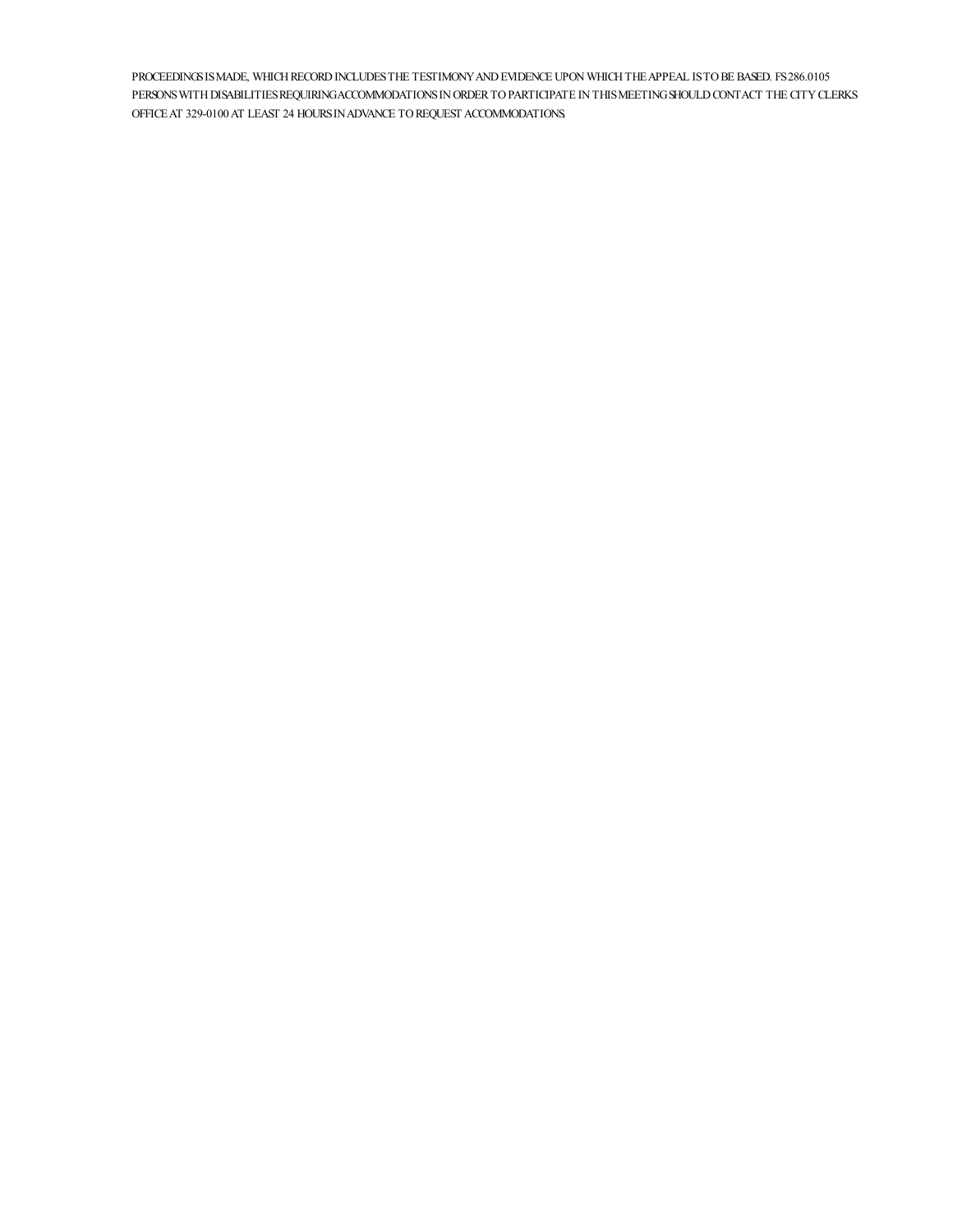PROCEEDINGS IS MADE, WHICH RECORD INCLUDES THE TESTIMONY AND EVIDENCE UPON WHICH THE APPEAL IS TO BE BASED. FS 286.0105 PERSONS WITH DISABILITIES REQUIRING ACCOMMODATIONS IN ORDER TO PARTICIPATE IN THIS MEETING SHOULD CONTACT THE CITY CLERKS OFFICE AT 329-0100 AT LEAST 24 HOURS IN ADVANCE TO REQUEST ACCOMMODATIONS.